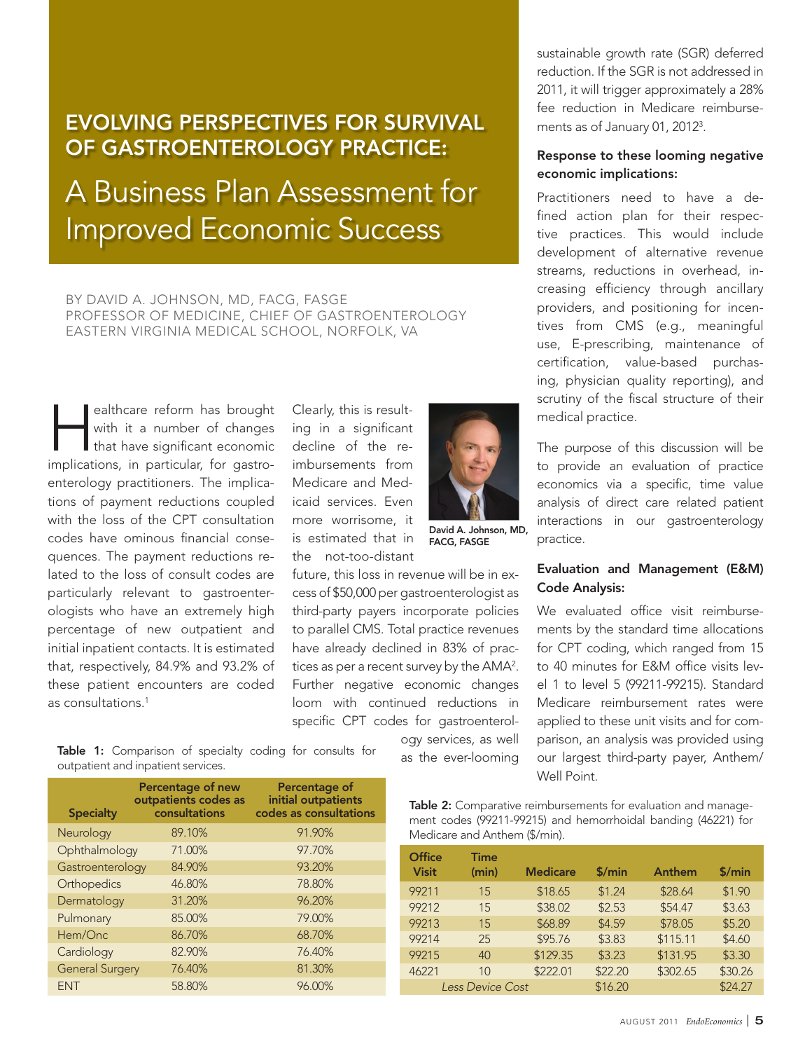# EVOLVING PERSPECTIVES FOR SURVIVAL OF GASTROENTEROLOGY PRACTICE:

# A Business Plan Assessment for Improved Economic Success

BY DAVID A. JOHNSON, MD, FACG, FASGE
PROFESSOR OF MEDICINE, CHIEF OF GASTROENTEROLOGY
EASTERN VIRGINIA MEDICAL SCHOOL, NORFOLK, VA

Healthcare reform has brought with it a number of changes that have significant economic implications, in particular, for gastroenterology practitioners. The implications of payment reductions coupled with the loss of the CPT consultation codes have ominous financial consequences. The payment reductions related to the loss of consult codes are particularly relevant to gastroenterologists who have an extremely high percentage of new outpatient and initial inpatient contacts. It is estimated that, respectively, 84.9% and 93.2% of these patient encounters are coded as consultations.[1]

Clearly, this is resulting in a significant decline of the reimbursements from Medicare and Medicaid services. Even more worrisome, it is estimated that in the not-too-distant future, this loss in revenue will be in excess of $50,000 per gastroenterologist as third-party payers incorporate policies to parallel CMS. Total practice revenues have already declined in 83% of practices as per a recent survey by the AMA[2]. Further negative economic changes loom with continued reductions in specific CPT codes for gastroenterology services, as well as the ever-looming sustainable growth rate (SGR) deferred reduction. If the SGR is not addressed in 2011, it will trigger approximately a 28% fee reduction in Medicare reimbursements as of January 01, 2012[3].

David A. Johnson, MD, FACG, FASGE

**Table 1:** Comparison of specialty coding for consults for outpatient and inpatient services.

| Specialty | Percentage of new outpatients codes as consultations | Percentage of initial outpatients codes as consultations |
|---|---|---|
| Neurology | 89.10% | 91.90% |
| Ophthalmology | 71.00% | 97.70% |
| Gastroenterology | 84.90% | 93.20% |
| Orthopedics | 46.80% | 78.80% |
| Dermatology | 31.20% | 96.20% |
| Pulmonary | 85.00% | 79.00% |
| Hem/Onc | 86.70% | 68.70% |
| Cardiology | 82.90% | 76.40% |
| General Surgery | 76.40% | 81.30% |
| ENT | 58.80% | 96.00% |

### Response to these looming negative economic implications:

Practitioners need to have a defined action plan for their respective practices. This would include development of alternative revenue streams, reductions in overhead, increasing efficiency through ancillary providers, and positioning for incentives from CMS (e.g., meaningful use, E-prescribing, maintenance of certification, value-based purchasing, physician quality reporting), and scrutiny of the fiscal structure of their medical practice.

The purpose of this discussion will be to provide an evaluation of practice economics via a specific, time value analysis of direct care related patient interactions in our gastroenterology practice.

### Evaluation and Management (E&M) Code Analysis:

We evaluated office visit reimbursements by the standard time allocations for CPT coding, which ranged from 15 to 40 minutes for E&M office visits level 1 to level 5 (99211-99215). Standard Medicare reimbursement rates were applied to these unit visits and for comparison, an analysis was provided using our largest third-party payer, Anthem/Well Point.

**Table 2:** Comparative reimbursements for evaluation and management codes (99211-99215) and hemorrhoidal banding (46221) for Medicare and Anthem ($/min).

| Office Visit | Time (min) | Medicare | $/min | Anthem | $/min |
|---|---|---|---|---|---|
| 99211 | 15 | $18.65 | $1.24 | $28.64 | $1.90 |
| 99212 | 15 | $38.02 | $2.53 | $54.47 | $3.63 |
| 99213 | 15 | $68.89 | $4.59 | $78.05 | $5.20 |
| 99214 | 25 | $95.76 | $3.83 | $115.11 | $4.60 |
| 99215 | 40 | $129.35 | $3.23 | $131.95 | $3.30 |
| 46221 | 10 | $222.01 | $22.20 | $302.65 | $30.26 |
| *Less Device Cost* | | | $16.20 | | $24.27 |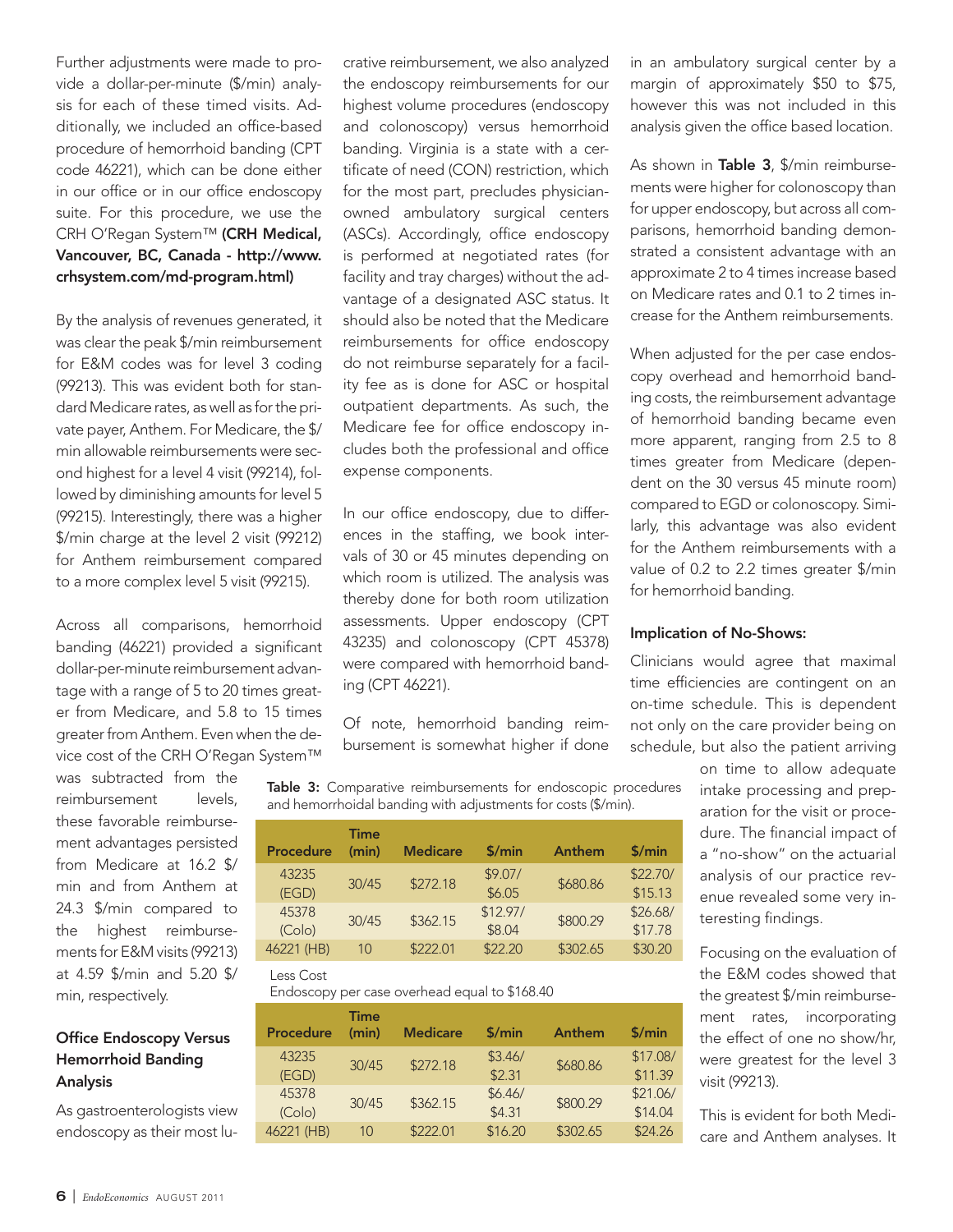Further adjustments were made to provide a dollar-per-minute ($/min) analysis for each of these timed visits. Additionally, we included an office-based procedure of hemorrhoid banding (CPT code 46221), which can be done either in our office or in our office endoscopy suite. For this procedure, we use the CRH O'Regan System™ **(CRH Medical, Vancouver, BC, Canada - http://www.crhsystem.com/md-program.html)**

By the analysis of revenues generated, it was clear the peak $/min reimbursement for E&M codes was for level 3 coding (99213). This was evident both for standard Medicare rates, as well as for the private payer, Anthem. For Medicare, the $/min allowable reimbursements were second highest for a level 4 visit (99214), followed by diminishing amounts for level 5 (99215). Interestingly, there was a higher $/min charge at the level 2 visit (99212) for Anthem reimbursement compared to a more complex level 5 visit (99215).

Across all comparisons, hemorrhoid banding (46221) provided a significant dollar-per-minute reimbursement advantage with a range of 5 to 20 times greater from Medicare, and 5.8 to 15 times greater from Anthem. Even when the device cost of the CRH O'Regan System™ was subtracted from the reimbursement levels, these favorable reimbursement advantages persisted from Medicare at 16.2 $/min and from Anthem at 24.3 $/min compared to the highest reimbursements for E&M visits (99213) at 4.59 $/min and 5.20 $/min, respectively.

### Office Endoscopy Versus Hemorrhoid Banding Analysis

As gastroenterologists view endoscopy as their most lucrative reimbursement, we also analyzed the endoscopy reimbursements for our highest volume procedures (endoscopy and colonoscopy) versus hemorrhoid banding. Virginia is a state with a certificate of need (CON) restriction, which for the most part, precludes physician-owned ambulatory surgical centers (ASCs). Accordingly, office endoscopy is performed at negotiated rates (for facility and tray charges) without the advantage of a designated ASC status. It should also be noted that the Medicare reimbursements for office endoscopy do not reimburse separately for a facility fee as is done for ASC or hospital outpatient departments. As such, the Medicare fee for office endoscopy includes both the professional and office expense components.

In our office endoscopy, due to differences in the staffing, we book intervals of 30 or 45 minutes depending on which room is utilized. The analysis was thereby done for both room utilization assessments. Upper endoscopy (CPT 43235) and colonoscopy (CPT 45378) were compared with hemorrhoid banding (CPT 46221).

Of note, hemorrhoid banding reimbursement is somewhat higher if done in an ambulatory surgical center by a margin of approximately $50 to $75, however this was not included in this analysis given the office based location.

As shown in **Table 3**, $/min reimbursements were higher for colonoscopy than for upper endoscopy, but across all comparisons, hemorrhoid banding demonstrated a consistent advantage with an approximate 2 to 4 times increase based on Medicare rates and 0.1 to 2 times increase for the Anthem reimbursements.

When adjusted for the per case endoscopy overhead and hemorrhoid banding costs, the reimbursement advantage of hemorrhoid banding became even more apparent, ranging from 2.5 to 8 times greater from Medicare (dependent on the 30 versus 45 minute room) compared to EGD or colonoscopy. Similarly, this advantage was also evident for the Anthem reimbursements with a value of 0.2 to 2.2 times greater $/min for hemorrhoid banding.

**Table 3:** Comparative reimbursements for endoscopic procedures and hemorrhoidal banding with adjustments for costs ($/min).

| Procedure | Time (min) | Medicare | $/min | Anthem | $/min |
|---|---|---|---|---|---|
| 43235 (EGD) | 30/45 | $272.18 | $9.07/ $6.05 | $680.86 | $22.70/ $15.13 |
| 45378 (Colo) | 30/45 | $362.15 | $12.97/ $8.04 | $800.29 | $26.68/ $17.78 |
| 46221 (HB) | 10 | $222.01 | $22.20 | $302.65 | $30.20 |

Less Cost
Endoscopy per case overhead equal to $168.40

| Procedure | Time (min) | Medicare | $/min | Anthem | $/min |
|---|---|---|---|---|---|
| 43235 (EGD) | 30/45 | $272.18 | $3.46/ $2.31 | $680.86 | $17.08/ $11.39 |
| 45378 (Colo) | 30/45 | $362.15 | $6.46/ $4.31 | $800.29 | $21.06/ $14.04 |
| 46221 (HB) | 10 | $222.01 | $16.20 | $302.65 | $24.26 |

### Implication of No-Shows:

Clinicians would agree that maximal time efficiencies are contingent on an on-time schedule. This is dependent not only on the care provider being on schedule, but also the patient arriving on time to allow adequate intake processing and preparation for the visit or procedure. The financial impact of a "no-show" on the actuarial analysis of our practice revenue revealed some very interesting findings.

Focusing on the evaluation of the E&M codes showed that the greatest $/min reimbursement rates, incorporating the effect of one no show/hr, were greatest for the level 3 visit (99213).

This is evident for both Medicare and Anthem analyses. It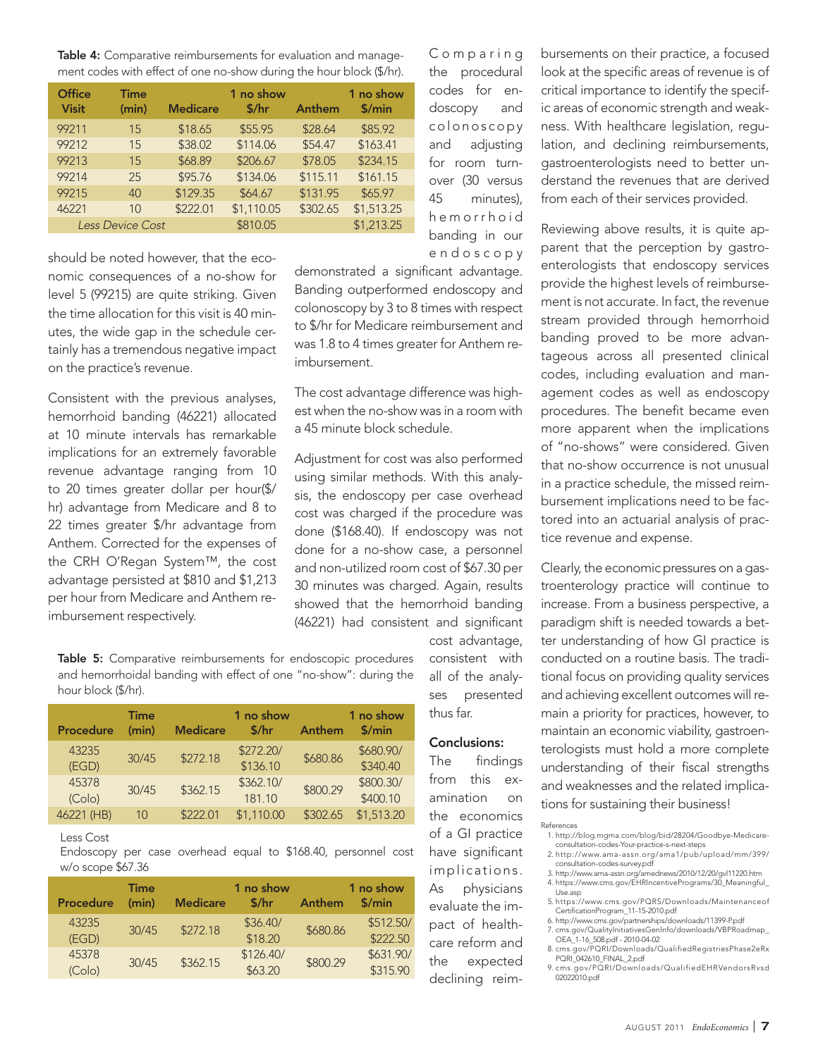**Table 4:** Comparative reimbursements for evaluation and management codes with effect of one no-show during the hour block ($/hr).

| Office Visit | Time (min) | Medicare | 1 no show $/hr | Anthem | 1 no show $/min |
|---|---|---|---|---|---|
| 99211 | 15 | $18.65 | $55.95 | $28.64 | $85.92 |
| 99212 | 15 | $38.02 | $114.06 | $54.47 | $163.41 |
| 99213 | 15 | $68.89 | $206.67 | $78.05 | $234.15 |
| 99214 | 25 | $95.76 | $134.06 | $115.11 | $161.15 |
| 99215 | 40 | $129.35 | $64.67 | $131.95 | $65.97 |
| 46221 | 10 | $222.01 | $1,110.05 | $302.65 | $1,513.25 |
| *Less Device Cost* | | | $810.05 | | $1,213.25 |

should be noted however, that the economic consequences of a no-show for level 5 (99215) are quite striking. Given the time allocation for this visit is 40 minutes, the wide gap in the schedule certainly has a tremendous negative impact on the practice's revenue.

Consistent with the previous analyses, hemorrhoid banding (46221) allocated at 10 minute intervals has remarkable implications for an extremely favorable revenue advantage ranging from 10 to 20 times greater dollar per hour($/hr) advantage from Medicare and 8 to 22 times greater $/hr advantage from Anthem. Corrected for the expenses of the CRH O'Regan System™, the cost advantage persisted at $810 and $1,213 per hour from Medicare and Anthem reimbursement respectively.

Comparing the procedural codes for endoscopy and colonoscopy and adjusting for room turnover (30 versus 45 minutes), hemorrhoid banding in our endoscopy demonstrated a significant advantage. Banding outperformed endoscopy and colonoscopy by 3 to 8 times with respect to $/hr for Medicare reimbursement and was 1.8 to 4 times greater for Anthem reimbursement.

The cost advantage difference was highest when the no-show was in a room with a 45 minute block schedule.

Adjustment for cost was also performed using similar methods. With this analysis, the endoscopy per case overhead cost was charged if the procedure was done ($168.40). If endoscopy was not done for a no-show case, a personnel and non-utilized room cost of $67.30 per 30 minutes was charged. Again, results showed that the hemorrhoid banding (46221) had consistent and significant cost advantage, consistent with all of the analyses presented thus far.

**Table 5:** Comparative reimbursements for endoscopic procedures and hemorrhoidal banding with effect of one "no-show": during the hour block ($/hr).

| Procedure | Time (min) | Medicare | 1 no show $/hr | Anthem | 1 no show $/min |
|---|---|---|---|---|---|
| 43235 (EGD) | 30/45 | $272.18 | $272.20/ $136.10 | $680.86 | $680.90/ $340.40 |
| 45378 (Colo) | 30/45 | $362.15 | $362.10/ 181.10 | $800.29 | $800.30/ $400.10 |
| 46221 (HB) | 10 | $222.01 | $1,110.00 | $302.65 | $1,513.20 |

Less Cost

Endoscopy per case overhead equal to $168.40, personnel cost w/o scope $67.36

| Procedure | Time (min) | Medicare | 1 no show $/hr | Anthem | 1 no show $/min |
|---|---|---|---|---|---|
| 43235 (EGD) | 30/45 | $272.18 | $36.40/ $18.20 | $680.86 | $512.50/ $222.50 |
| 45378 (Colo) | 30/45 | $362.15 | $126.40/ $63.20 | $800.29 | $631.90/ $315.90 |

## Conclusions:

The findings from this examination on the economics of a GI practice have significant implications. As physicians evaluate the impact of healthcare reform and the expected declining reimbursements on their practice, a focused look at the specific areas of revenue is of critical importance to identify the specific areas of economic strength and weakness. With healthcare legislation, regulation, and declining reimbursements, gastroenterologists need to better understand the revenues that are derived from each of their services provided.

Reviewing above results, it is quite apparent that the perception by gastroenterologists that endoscopy services provide the highest levels of reimbursement is not accurate. In fact, the revenue stream provided through hemorrhoid banding proved to be more advantageous across all presented clinical codes, including evaluation and management codes as well as endoscopy procedures. The benefit became even more apparent when the implications of "no-shows" were considered. Given that no-show occurrence is not unusual in a practice schedule, the missed reimbursement implications need to be factored into an actuarial analysis of practice revenue and expense.

Clearly, the economic pressures on a gastroenterology practice will continue to increase. From a business perspective, a paradigm shift is needed towards a better understanding of how GI practice is conducted on a routine basis. The traditional focus on providing quality services and achieving excellent outcomes will remain a priority for practices, however, to maintain an economic viability, gastroenterologists must hold a more complete understanding of their fiscal strengths and weaknesses and the related implications for sustaining their business!

References

1. http://blog.mgma.com/blog/bid/28204/Goodbye-Medicare-consultation-codes-Your-practice-s-next-steps
2. http://www.ama-assn.org/ama1/pub/upload/mm/399/consultation-codes-survey.pdf
3. http://www.ama-assn.org/amednews/2010/12/20/gvl11220.htm
4. https://www.cms.gov/EHRIncentivePrograms/30_Meaningful_Use.asp
5. https://www.cms.gov/PQRS/Downloads/MaintenanceofCertificationProgram_11-15-2010.pdf
6. http://www.cms.gov/partnerships/downloads/11399-P.pdf
7. cms.gov/QualityInitiativesGenInfo/downloads/VBPRoadmap_OEA_1-16_508.pdf - 2010-04-02
8. cms.gov/PQRI/Downloads/QualifiedRegistriesPhase2eRxPQRI_042610_FINAL_2.pdf
9. cms.gov/PQRI/Downloads/QualifiedEHRVendorsRvsd02022010.pdf